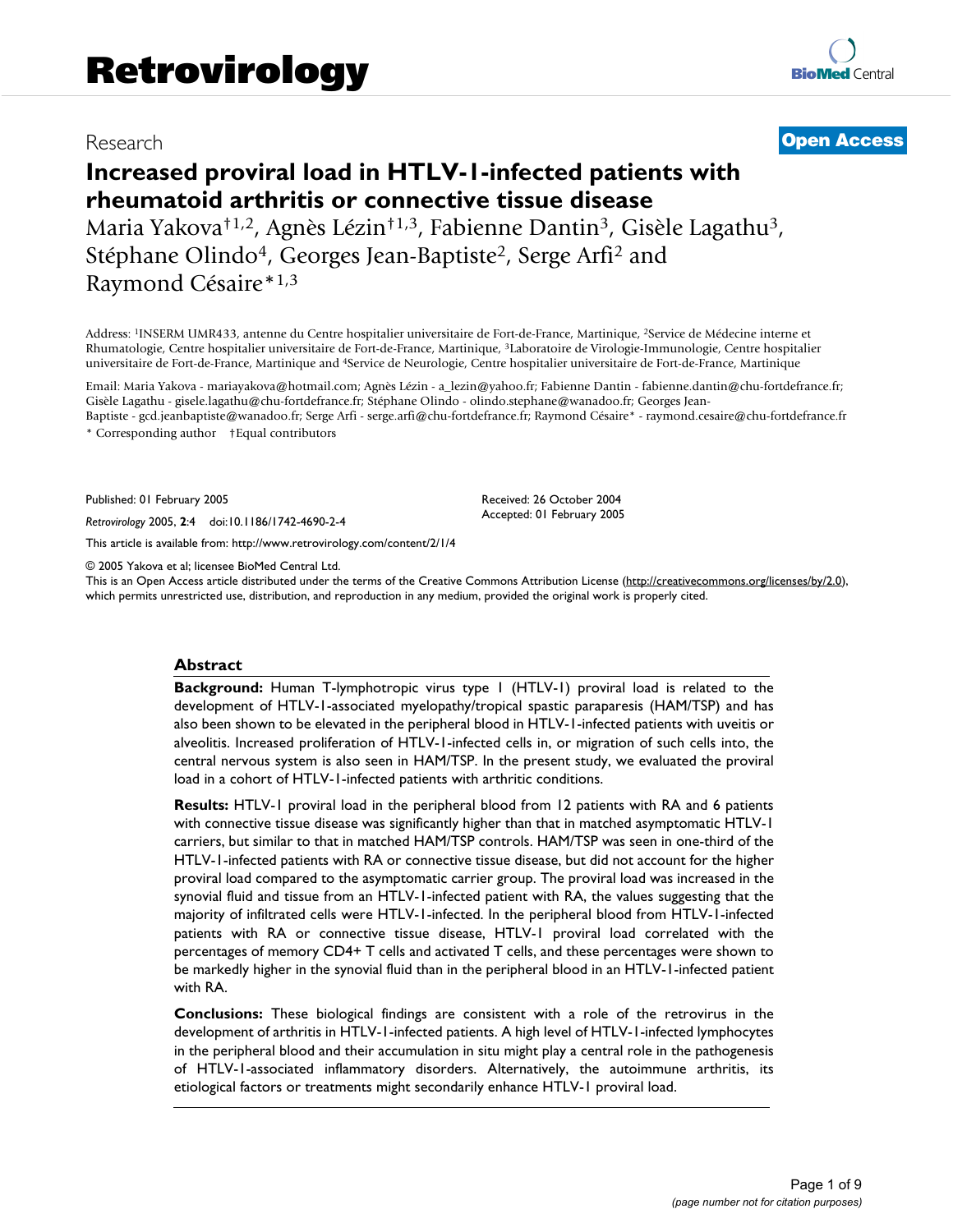Research **Open Access**

# Increased proviral load in HTLV-1-infected patients with rheumatoid arthritis or connective tissue disease

Maria Yakova[†1,2], Agnès Lézin[†1,3], Fabienne Dantin[3], Gisèle Lagathu[3], Stéphane Olindo[4], Georges Jean-Baptiste[2], Serge Arfi[2] and Raymond Césaire*[1,3]

Address: [1]INSERM UMR433, antenne du Centre hospitalier universitaire de Fort-de-France, Martinique, [2]Service de Médecine interne et Rhumatologie, Centre hospitalier universitaire de Fort-de-France, Martinique, [3]Laboratoire de Virologie-Immunologie, Centre hospitalier universitaire de Fort-de-France, Martinique and [4]Service de Neurologie, Centre hospitalier universitaire de Fort-de-France, Martinique

Email: Maria Yakova - mariayakova@hotmail.com; Agnès Lézin - a_lezin@yahoo.fr; Fabienne Dantin - fabienne.dantin@chu-fortdefrance.fr; Gisèle Lagathu - gisele.lagathu@chu-fortdefrance.fr; Stéphane Olindo - olindo.stephane@wanadoo.fr; Georges Jean-Baptiste - gcd.jeanbaptiste@wanadoo.fr; Serge Arfi - serge.arfi@chu-fortdefrance.fr; Raymond Césaire* - raymond.cesaire@chu-fortdefrance.fr

\* Corresponding author †Equal contributors

Published: 01 February 2005

*Retrovirology* 2005, **2**:4 doi:10.1186/1742-4690-2-4

Received: 26 October 2004

Accepted: 01 February 2005

This article is available from: http://www.retrovirology.com/content/2/1/4

© 2005 Yakova et al; licensee BioMed Central Ltd.

This is an Open Access article distributed under the terms of the Creative Commons Attribution License (http://creativecommons.org/licenses/by/2.0), which permits unrestricted use, distribution, and reproduction in any medium, provided the original work is properly cited.

## Abstract

**Background:** Human T-lymphotropic virus type 1 (HTLV-1) proviral load is related to the development of HTLV-1-associated myelopathy/tropical spastic paraparesis (HAM/TSP) and has also been shown to be elevated in the peripheral blood in HTLV-1-infected patients with uveitis or alveolitis. Increased proliferation of HTLV-1-infected cells in, or migration of such cells into, the central nervous system is also seen in HAM/TSP. In the present study, we evaluated the proviral load in a cohort of HTLV-1-infected patients with arthritic conditions.

**Results:** HTLV-1 proviral load in the peripheral blood from 12 patients with RA and 6 patients with connective tissue disease was significantly higher than that in matched asymptomatic HTLV-1 carriers, but similar to that in matched HAM/TSP controls. HAM/TSP was seen in one-third of the HTLV-1-infected patients with RA or connective tissue disease, but did not account for the higher proviral load compared to the asymptomatic carrier group. The proviral load was increased in the synovial fluid and tissue from an HTLV-1-infected patient with RA, the values suggesting that the majority of infiltrated cells were HTLV-1-infected. In the peripheral blood from HTLV-1-infected patients with RA or connective tissue disease, HTLV-1 proviral load correlated with the percentages of memory CD4+ T cells and activated T cells, and these percentages were shown to be markedly higher in the synovial fluid than in the peripheral blood in an HTLV-1-infected patient with RA.

**Conclusions:** These biological findings are consistent with a role of the retrovirus in the development of arthritis in HTLV-1-infected patients. A high level of HTLV-1-infected lymphocytes in the peripheral blood and their accumulation in situ might play a central role in the pathogenesis of HTLV-1-associated inflammatory disorders. Alternatively, the autoimmune arthritis, its etiological factors or treatments might secondarily enhance HTLV-1 proviral load.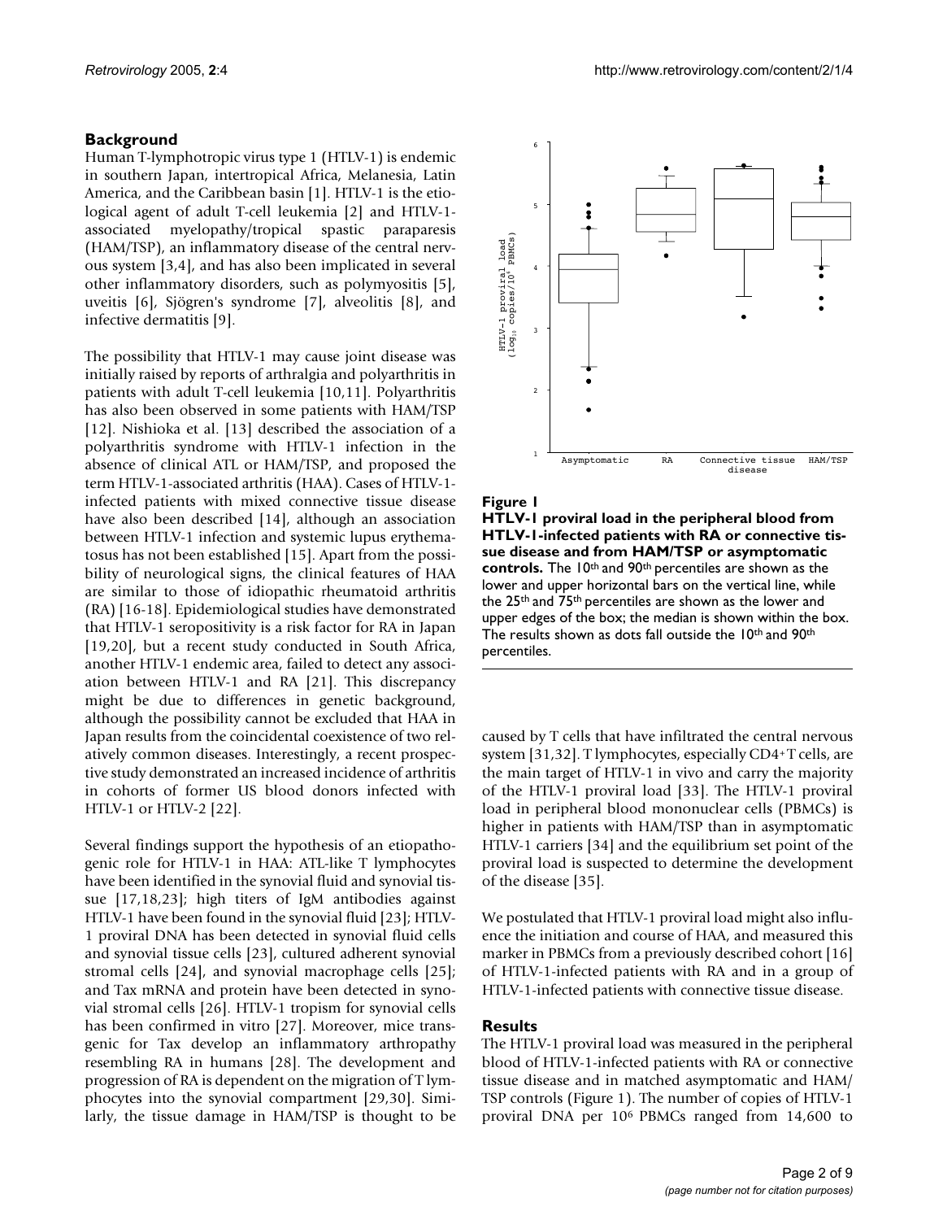## Background

Human T-lymphotropic virus type 1 (HTLV-1) is endemic in southern Japan, intertropical Africa, Melanesia, Latin America, and the Caribbean basin [1]. HTLV-1 is the etiological agent of adult T-cell leukemia [2] and HTLV-1-associated myelopathy/tropical spastic paraparesis (HAM/TSP), an inflammatory disease of the central nervous system [3,4], and has also been implicated in several other inflammatory disorders, such as polymyositis [5], uveitis [6], Sjögren's syndrome [7], alveolitis [8], and infective dermatitis [9].

The possibility that HTLV-1 may cause joint disease was initially raised by reports of arthralgia and polyarthritis in patients with adult T-cell leukemia [10,11]. Polyarthritis has also been observed in some patients with HAM/TSP [12]. Nishioka et al. [13] described the association of a polyarthritis syndrome with HTLV-1 infection in the absence of clinical ATL or HAM/TSP, and proposed the term HTLV-1-associated arthritis (HAA). Cases of HTLV-1-infected patients with mixed connective tissue disease have also been described [14], although an association between HTLV-1 infection and systemic lupus erythematosus has not been established [15]. Apart from the possibility of neurological signs, the clinical features of HAA are similar to those of idiopathic rheumatoid arthritis (RA) [16-18]. Epidemiological studies have demonstrated that HTLV-1 seropositivity is a risk factor for RA in Japan [19,20], but a recent study conducted in South Africa, another HTLV-1 endemic area, failed to detect any association between HTLV-1 and RA [21]. This discrepancy might be due to differences in genetic background, although the possibility cannot be excluded that HAA in Japan results from the coincidental coexistence of two relatively common diseases. Interestingly, a recent prospective study demonstrated an increased incidence of arthritis in cohorts of former US blood donors infected with HTLV-1 or HTLV-2 [22].

Several findings support the hypothesis of an etiopathogenic role for HTLV-1 in HAA: ATL-like T lymphocytes have been identified in the synovial fluid and synovial tissue [17,18,23]; high titers of IgM antibodies against HTLV-1 have been found in the synovial fluid [23]; HTLV-1 proviral DNA has been detected in synovial fluid cells and synovial tissue cells [23], cultured adherent synovial stromal cells [24], and synovial macrophage cells [25]; and Tax mRNA and protein have been detected in synovial stromal cells [26]. HTLV-1 tropism for synovial cells has been confirmed in vitro [27]. Moreover, mice transgenic for Tax develop an inflammatory arthropathy resembling RA in humans [28]. The development and progression of RA is dependent on the migration of T lymphocytes into the synovial compartment [29,30]. Similarly, the tissue damage in HAM/TSP is thought to be caused by T cells that have infiltrated the central nervous system [31,32]. T lymphocytes, especially CD4+ T cells, are the main target of HTLV-1 in vivo and carry the majority of the HTLV-1 proviral load [33]. The HTLV-1 proviral load in peripheral blood mononuclear cells (PBMCs) is higher in patients with HAM/TSP than in asymptomatic HTLV-1 carriers [34] and the equilibrium set point of the proviral load is suspected to determine the development of the disease [35].

**Figure 1**

**HTLV-1 proviral load in the peripheral blood from HTLV-1-infected patients with RA or connective tissue disease and from HAM/TSP or asymptomatic controls.** The 10th and 90th percentiles are shown as the lower and upper horizontal bars on the vertical line, while the 25th and 75th percentiles are shown as the lower and upper edges of the box; the median is shown within the box. The results shown as dots fall outside the 10th and 90th percentiles.

We postulated that HTLV-1 proviral load might also influence the initiation and course of HAA, and measured this marker in PBMCs from a previously described cohort [16] of HTLV-1-infected patients with RA and in a group of HTLV-1-infected patients with connective tissue disease.

## Results

The HTLV-1 proviral load was measured in the peripheral blood of HTLV-1-infected patients with RA or connective tissue disease and in matched asymptomatic and HAM/TSP controls (Figure 1). The number of copies of HTLV-1 proviral DNA per $10^6$ PBMCs ranged from 14,600 to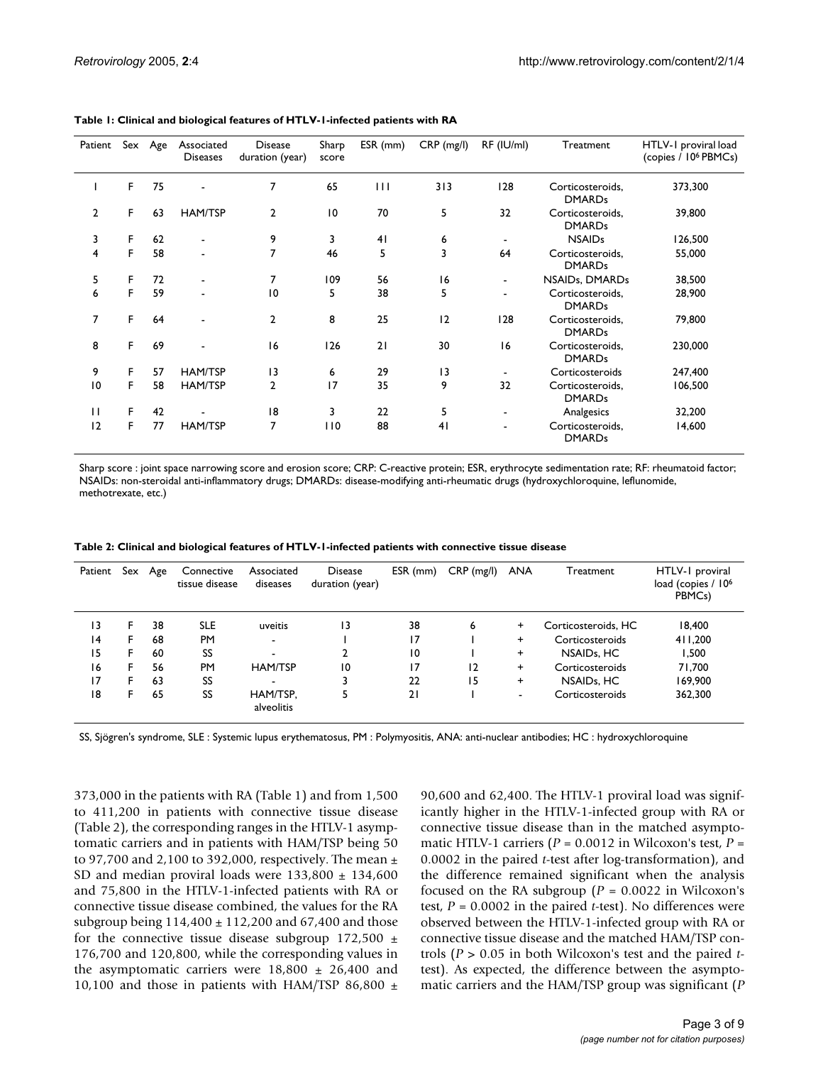**Table 1: Clinical and biological features of HTLV-1-infected patients with RA**

| Patient | Sex | Age | Associated Diseases | Disease duration (year) | Sharp score | ESR (mm) | CRP (mg/l) | RF (IU/ml) | Treatment | HTLV-1 proviral load (copies / $10^6$ PBMCs) |
|---|---|---|---|---|---|---|---|---|---|---|
| 1 | F | 75 | - | 7 | 65 | 111 | 313 | 128 | Corticosteroids, DMARDs | 373,300 |
| 2 | F | 63 | HAM/TSP | 2 | 10 | 70 | 5 | 32 | Corticosteroids, DMARDs | 39,800 |
| 3 | F | 62 | - | 9 | 3 | 41 | 6 | - | NSAIDs | 126,500 |
| 4 | F | 58 | - | 7 | 46 | 5 | 3 | 64 | Corticosteroids, DMARDs | 55,000 |
| 5 | F | 72 | - | 7 | 109 | 56 | 16 | - | NSAIDs, DMARDs | 38,500 |
| 6 | F | 59 | - | 10 | 5 | 38 | 5 | - | Corticosteroids, DMARDs | 28,900 |
| 7 | F | 64 | - | 2 | 8 | 25 | 12 | 128 | Corticosteroids, DMARDs | 79,800 |
| 8 | F | 69 | - | 16 | 126 | 21 | 30 | 16 | Corticosteroids, DMARDs | 230,000 |
| 9 | F | 57 | HAM/TSP | 13 | 6 | 29 | 13 | - | Corticosteroids | 247,400 |
| 10 | F | 58 | HAM/TSP | 2 | 17 | 35 | 9 | 32 | Corticosteroids, DMARDs | 106,500 |
| 11 | F | 42 | - | 18 | 3 | 22 | 5 | - | Analgesics | 32,200 |
| 12 | F | 77 | HAM/TSP | 7 | 110 | 88 | 41 | - | Corticosteroids, DMARDs | 14,600 |

Sharp score : joint space narrowing score and erosion score; CRP: C-reactive protein; ESR, erythrocyte sedimentation rate; RF: rheumatoid factor; NSAIDs: non-steroidal anti-inflammatory drugs; DMARDs: disease-modifying anti-rheumatic drugs (hydroxychloroquine, leflunomide, methotrexate, etc.)

**Table 2: Clinical and biological features of HTLV-1-infected patients with connective tissue disease**

| Patient | Sex | Age | Connective tissue disease | Associated diseases | Disease duration (year) | ESR (mm) | CRP (mg/l) | ANA | Treatment | HTLV-1 proviral load (copies / $10^6$ PBMCs) |
|---|---|---|---|---|---|---|---|---|---|---|
| 13 | F | 38 | SLE | uveitis | 13 | 38 | 6 | + | Corticosteroids, HC | 18,400 |
| 14 | F | 68 | PM | - | 1 | 17 | 1 | + | Corticosteroids | 411,200 |
| 15 | F | 60 | SS | - | 2 | 10 | 1 | + | NSAIDs, HC | 1,500 |
| 16 | F | 56 | PM | HAM/TSP | 10 | 17 | 12 | + | Corticosteroids | 71,700 |
| 17 | F | 63 | SS | - | 3 | 22 | 15 | + | NSAIDs, HC | 169,900 |
| 18 | F | 65 | SS | HAM/TSP, alveolitis | 5 | 21 | 1 | - | Corticosteroids | 362,300 |

SS, Sjögren's syndrome, SLE : Systemic lupus erythematosus, PM : Polymyositis, ANA: anti-nuclear antibodies; HC : hydroxychloroquine

373,000 in the patients with RA (Table 1) and from 1,500 to 411,200 in patients with connective tissue disease (Table 2), the corresponding ranges in the HTLV-1 asymptomatic carriers and in patients with HAM/TSP being 50 to 97,700 and 2,100 to 392,000, respectively. The mean ± SD and median proviral loads were 133,800 ± 134,600 and 75,800 in the HTLV-1-infected patients with RA or connective tissue disease combined, the values for the RA subgroup being 114,400 ± 112,200 and 67,400 and those for the connective tissue disease subgroup 172,500 ± 176,700 and 120,800, while the corresponding values in the asymptomatic carriers were 18,800 ± 26,400 and 10,100 and those in patients with HAM/TSP 86,800 ± 90,600 and 62,400. The HTLV-1 proviral load was significantly higher in the HTLV-1-infected group with RA or connective tissue disease than in the matched asymptomatic HTLV-1 carriers ($P$ = 0.0012 in Wilcoxon's test, $P$ = 0.0002 in the paired $t$-test after log-transformation), and the difference remained significant when the analysis focused on the RA subgroup ($P$ = 0.0022 in Wilcoxon's test, $P$ = 0.0002 in the paired $t$-test). No differences were observed between the HTLV-1-infected group with RA or connective tissue disease and the matched HAM/TSP controls ($P$ > 0.05 in both Wilcoxon's test and the paired $t$-test). As expected, the difference between the asymptomatic carriers and the HAM/TSP group was significant ($P$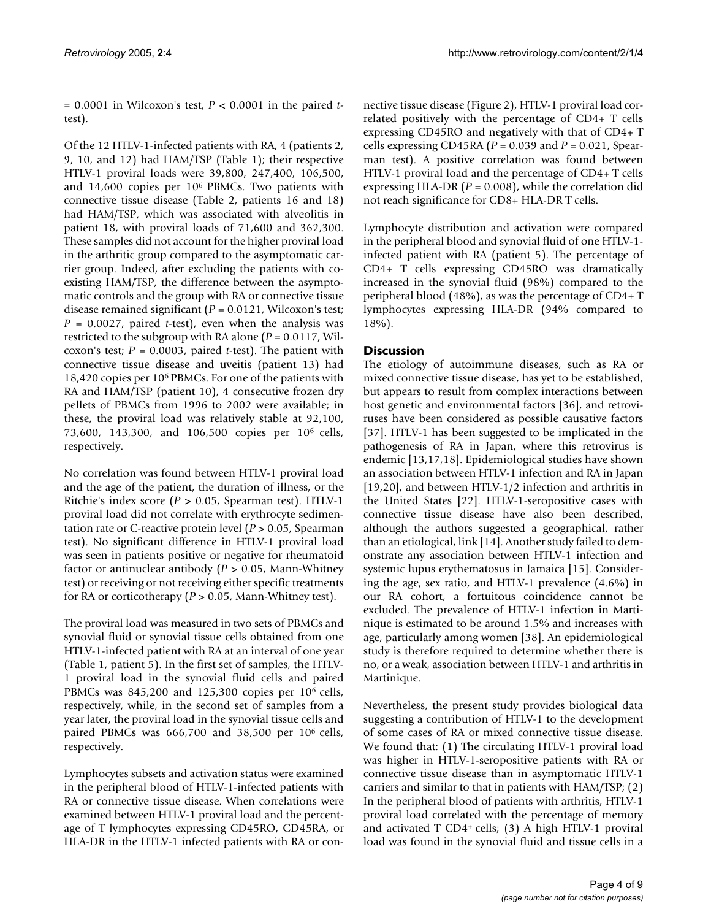= 0.0001 in Wilcoxon's test, $P < 0.0001$ in the paired *t*-test).

Of the 12 HTLV-1-infected patients with RA, 4 (patients 2, 9, 10, and 12) had HAM/TSP (Table 1); their respective HTLV-1 proviral loads were 39,800, 247,400, 106,500, and 14,600 copies per $10^6$ PBMCs. Two patients with connective tissue disease (Table 2, patients 16 and 18) had HAM/TSP, which was associated with alveolitis in patient 18, with proviral loads of 71,600 and 362,300. These samples did not account for the higher proviral load in the arthritic group compared to the asymptomatic carrier group. Indeed, after excluding the patients with co-existing HAM/TSP, the difference between the asymptomatic controls and the group with RA or connective tissue disease remained significant ($P = 0.0121$, Wilcoxon's test; $P = 0.0027$, paired *t*-test), even when the analysis was restricted to the subgroup with RA alone ($P = 0.0117$, Wilcoxon's test; $P = 0.0003$, paired *t*-test). The patient with connective tissue disease and uveitis (patient 13) had 18,420 copies per $10^6$ PBMCs. For one of the patients with RA and HAM/TSP (patient 10), 4 consecutive frozen dry pellets of PBMCs from 1996 to 2002 were available; in these, the proviral load was relatively stable at 92,100, 73,600, 143,300, and 106,500 copies per $10^6$ cells, respectively.

No correlation was found between HTLV-1 proviral load and the age of the patient, the duration of illness, or the Ritchie's index score ($P > 0.05$, Spearman test). HTLV-1 proviral load did not correlate with erythrocyte sedimentation rate or C-reactive protein level ($P > 0.05$, Spearman test). No significant difference in HTLV-1 proviral load was seen in patients positive or negative for rheumatoid factor or antinuclear antibody ($P > 0.05$, Mann-Whitney test) or receiving or not receiving either specific treatments for RA or corticotherapy ($P > 0.05$, Mann-Whitney test).

The proviral load was measured in two sets of PBMCs and synovial fluid or synovial tissue cells obtained from one HTLV-1-infected patient with RA at an interval of one year (Table 1, patient 5). In the first set of samples, the HTLV-1 proviral load in the synovial fluid cells and paired PBMCs was 845,200 and 125,300 copies per $10^6$ cells, respectively, while, in the second set of samples from a year later, the proviral load in the synovial tissue cells and paired PBMCs was 666,700 and 38,500 per $10^6$ cells, respectively.

Lymphocytes subsets and activation status were examined in the peripheral blood of HTLV-1-infected patients with RA or connective tissue disease. When correlations were examined between HTLV-1 proviral load and the percentage of T lymphocytes expressing CD45RO, CD45RA, or HLA-DR in the HTLV-1 infected patients with RA or connective tissue disease (Figure 2), HTLV-1 proviral load correlated positively with the percentage of CD4+ T cells expressing CD45RO and negatively with that of CD4+ T cells expressing CD45RA ($P = 0.039$ and $P = 0.021$, Spearman test). A positive correlation was found between HTLV-1 proviral load and the percentage of CD4+ T cells expressing HLA-DR ($P = 0.008$), while the correlation did not reach significance for CD8+ HLA-DR T cells.

Lymphocyte distribution and activation were compared in the peripheral blood and synovial fluid of one HTLV-1-infected patient with RA (patient 5). The percentage of CD4+ T cells expressing CD45RO was dramatically increased in the synovial fluid (98%) compared to the peripheral blood (48%), as was the percentage of CD4+ T lymphocytes expressing HLA-DR (94% compared to 18%).

## Discussion

The etiology of autoimmune diseases, such as RA or mixed connective tissue disease, has yet to be established, but appears to result from complex interactions between host genetic and environmental factors [36], and retroviruses have been considered as possible causative factors [37]. HTLV-1 has been suggested to be implicated in the pathogenesis of RA in Japan, where this retrovirus is endemic [13,17,18]. Epidemiological studies have shown an association between HTLV-1 infection and RA in Japan [19,20], and between HTLV-1/2 infection and arthritis in the United States [22]. HTLV-1-seropositive cases with connective tissue disease have also been described, although the authors suggested a geographical, rather than an etiological, link [14]. Another study failed to demonstrate any association between HTLV-1 infection and systemic lupus erythematosus in Jamaica [15]. Considering the age, sex ratio, and HTLV-1 prevalence (4.6%) in our RA cohort, a fortuitous coincidence cannot be excluded. The prevalence of HTLV-1 infection in Martinique is estimated to be around 1.5% and increases with age, particularly among women [38]. An epidemiological study is therefore required to determine whether there is no, or a weak, association between HTLV-1 and arthritis in Martinique.

Nevertheless, the present study provides biological data suggesting a contribution of HTLV-1 to the development of some cases of RA or mixed connective tissue disease. We found that: (1) The circulating HTLV-1 proviral load was higher in HTLV-1-seropositive patients with RA or connective tissue disease than in asymptomatic HTLV-1 carriers and similar to that in patients with HAM/TSP; (2) In the peripheral blood of patients with arthritis, HTLV-1 proviral load correlated with the percentage of memory and activated T $CD4^+$ cells; (3) A high HTLV-1 proviral load was found in the synovial fluid and tissue cells in a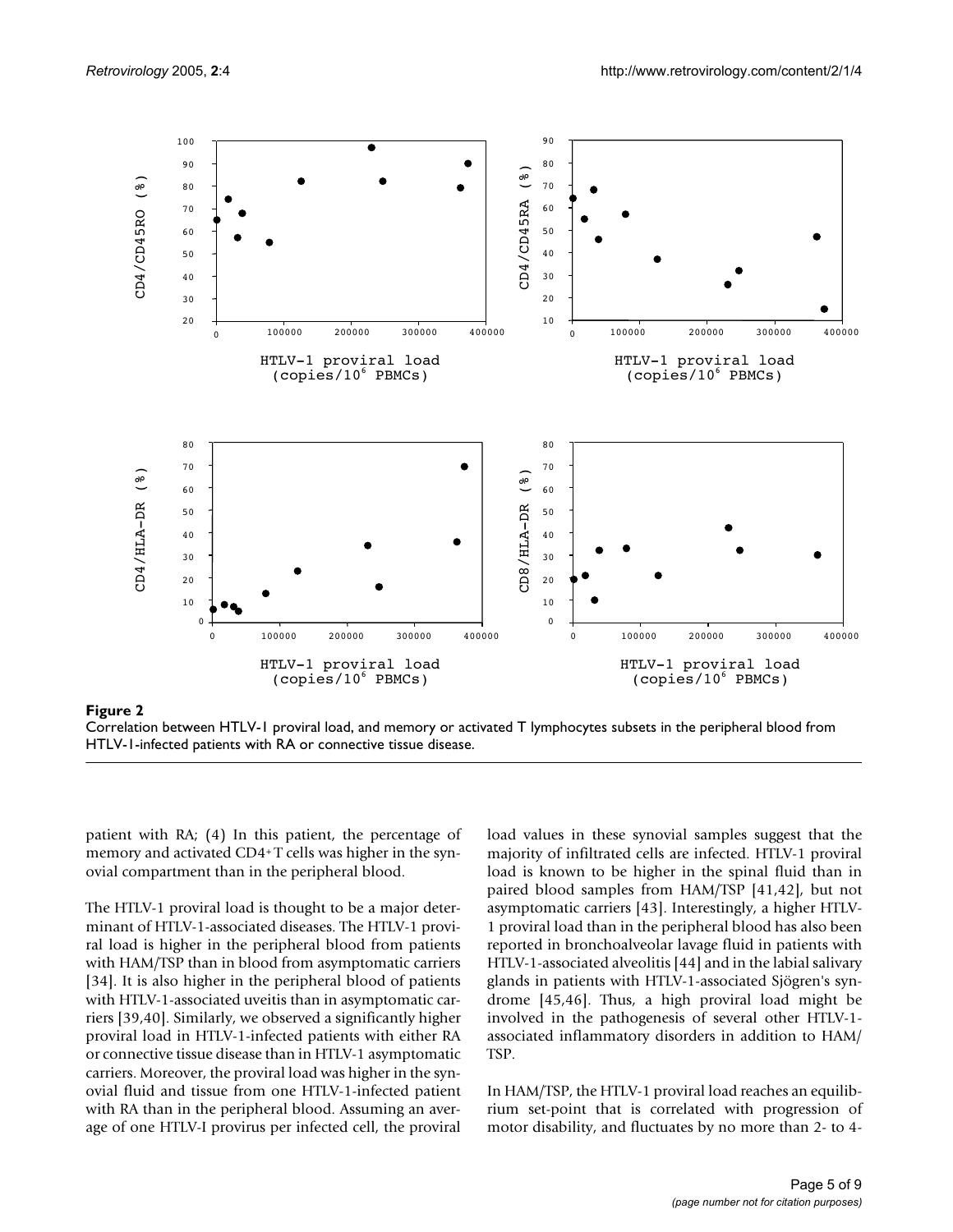**Figure 2**
Correlation between HTLV-1 proviral load, and memory or activated T lymphocytes subsets in the peripheral blood from HTLV-1-infected patients with RA or connective tissue disease.

patient with RA; (4) In this patient, the percentage of memory and activated CD4+T cells was higher in the synovial compartment than in the peripheral blood.

The HTLV-1 proviral load is thought to be a major determinant of HTLV-1-associated diseases. The HTLV-1 proviral load is higher in the peripheral blood from patients with HAM/TSP than in blood from asymptomatic carriers [34]. It is also higher in the peripheral blood of patients with HTLV-1-associated uveitis than in asymptomatic carriers [39,40]. Similarly, we observed a significantly higher proviral load in HTLV-1-infected patients with either RA or connective tissue disease than in HTLV-1 asymptomatic carriers. Moreover, the proviral load was higher in the synovial fluid and tissue from one HTLV-1-infected patient with RA than in the peripheral blood. Assuming an average of one HTLV-I provirus per infected cell, the proviral load values in these synovial samples suggest that the majority of infiltrated cells are infected. HTLV-1 proviral load is known to be higher in the spinal fluid than in paired blood samples from HAM/TSP [41,42], but not asymptomatic carriers [43]. Interestingly, a higher HTLV-1 proviral load than in the peripheral blood has also been reported in bronchoalveolar lavage fluid in patients with HTLV-1-associated alveolitis [44] and in the labial salivary glands in patients with HTLV-1-associated Sjögren's syndrome [45,46]. Thus, a high proviral load might be involved in the pathogenesis of several other HTLV-1-associated inflammatory disorders in addition to HAM/TSP.

In HAM/TSP, the HTLV-1 proviral load reaches an equilibrium set-point that is correlated with progression of motor disability, and fluctuates by no more than 2- to 4-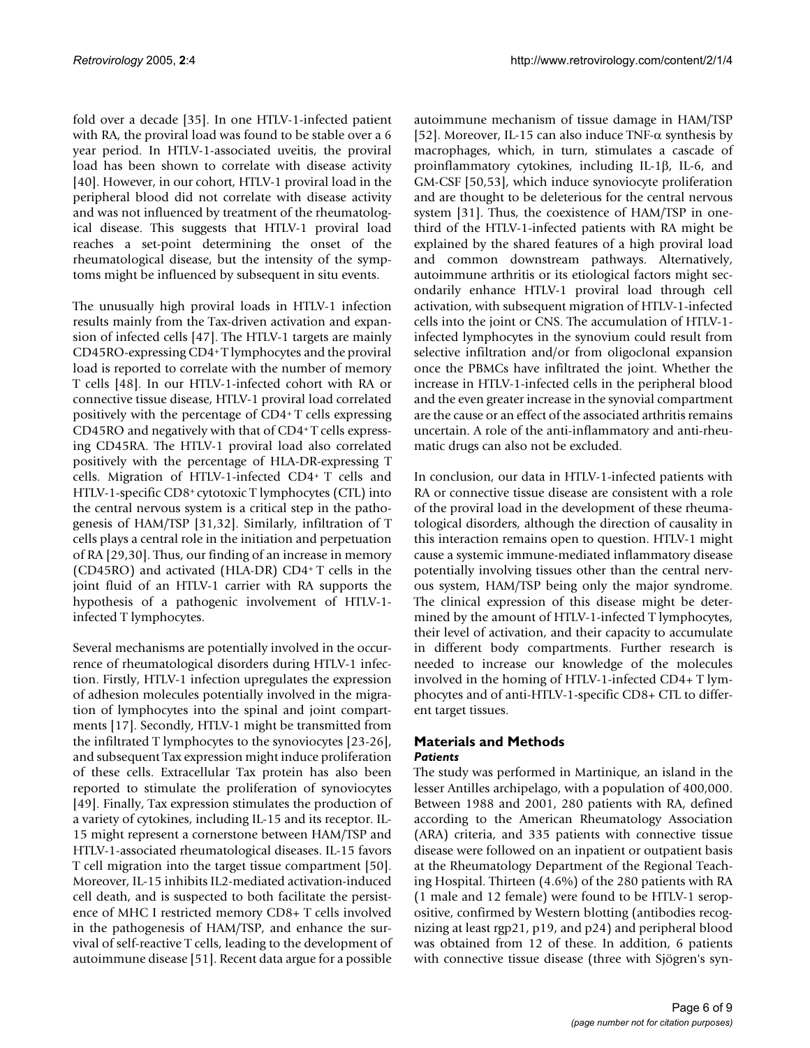fold over a decade [35]. In one HTLV-1-infected patient with RA, the proviral load was found to be stable over a 6 year period. In HTLV-1-associated uveitis, the proviral load has been shown to correlate with disease activity [40]. However, in our cohort, HTLV-1 proviral load in the peripheral blood did not correlate with disease activity and was not influenced by treatment of the rheumatological disease. This suggests that HTLV-1 proviral load reaches a set-point determining the onset of the rheumatological disease, but the intensity of the symptoms might be influenced by subsequent in situ events.

The unusually high proviral loads in HTLV-1 infection results mainly from the Tax-driven activation and expansion of infected cells [47]. The HTLV-1 targets are mainly CD45RO-expressing $CD4^+$ T lymphocytes and the proviral load is reported to correlate with the number of memory T cells [48]. In our HTLV-1-infected cohort with RA or connective tissue disease, HTLV-1 proviral load correlated positively with the percentage of $CD4^+$ T cells expressing CD45RO and negatively with that of $CD4^+$ T cells expressing CD45RA. The HTLV-1 proviral load also correlated positively with the percentage of HLA-DR-expressing T cells. Migration of HTLV-1-infected $CD4^+$ T cells and HTLV-1-specific $CD8^+$ cytotoxic T lymphocytes (CTL) into the central nervous system is a critical step in the pathogenesis of HAM/TSP [31,32]. Similarly, infiltration of T cells plays a central role in the initiation and perpetuation of RA [29,30]. Thus, our finding of an increase in memory (CD45RO) and activated (HLA-DR) $CD4^+$ T cells in the joint fluid of an HTLV-1 carrier with RA supports the hypothesis of a pathogenic involvement of HTLV-1-infected T lymphocytes.

Several mechanisms are potentially involved in the occurrence of rheumatological disorders during HTLV-1 infection. Firstly, HTLV-1 infection upregulates the expression of adhesion molecules potentially involved in the migration of lymphocytes into the spinal and joint compartments [17]. Secondly, HTLV-1 might be transmitted from the infiltrated T lymphocytes to the synoviocytes [23-26], and subsequent Tax expression might induce proliferation of these cells. Extracellular Tax protein has also been reported to stimulate the proliferation of synoviocytes [49]. Finally, Tax expression stimulates the production of a variety of cytokines, including IL-15 and its receptor. IL-15 might represent a cornerstone between HAM/TSP and HTLV-1-associated rheumatological diseases. IL-15 favors T cell migration into the target tissue compartment [50]. Moreover, IL-15 inhibits IL2-mediated activation-induced cell death, and is suspected to both facilitate the persistence of MHC I restricted memory CD8+ T cells involved in the pathogenesis of HAM/TSP, and enhance the survival of self-reactive T cells, leading to the development of autoimmune disease [51]. Recent data argue for a possible autoimmune mechanism of tissue damage in HAM/TSP [52]. Moreover, IL-15 can also induce TNF-$\alpha$ synthesis by macrophages, which, in turn, stimulates a cascade of proinflammatory cytokines, including IL-1$\beta$, IL-6, and GM-CSF [50,53], which induce synoviocyte proliferation and are thought to be deleterious for the central nervous system [31]. Thus, the coexistence of HAM/TSP in one-third of the HTLV-1-infected patients with RA might be explained by the shared features of a high proviral load and common downstream pathways. Alternatively, autoimmune arthritis or its etiological factors might secondarily enhance HTLV-1 proviral load through cell activation, with subsequent migration of HTLV-1-infected cells into the joint or CNS. The accumulation of HTLV-1-infected lymphocytes in the synovium could result from selective infiltration and/or from oligoclonal expansion once the PBMCs have infiltrated the joint. Whether the increase in HTLV-1-infected cells in the peripheral blood and the even greater increase in the synovial compartment are the cause or an effect of the associated arthritis remains uncertain. A role of the anti-inflammatory and anti-rheumatic drugs can also not be excluded.

In conclusion, our data in HTLV-1-infected patients with RA or connective tissue disease are consistent with a role of the proviral load in the development of these rheumatological disorders, although the direction of causality in this interaction remains open to question. HTLV-1 might cause a systemic immune-mediated inflammatory disease potentially involving tissues other than the central nervous system, HAM/TSP being only the major syndrome. The clinical expression of this disease might be determined by the amount of HTLV-1-infected T lymphocytes, their level of activation, and their capacity to accumulate in different body compartments. Further research is needed to increase our knowledge of the molecules involved in the homing of HTLV-1-infected CD4+ T lymphocytes and of anti-HTLV-1-specific CD8+ CTL to different target tissues.

## Materials and Methods

### *Patients*

The study was performed in Martinique, an island in the lesser Antilles archipelago, with a population of 400,000. Between 1988 and 2001, 280 patients with RA, defined according to the American Rheumatology Association (ARA) criteria, and 335 patients with connective tissue disease were followed on an inpatient or outpatient basis at the Rheumatology Department of the Regional Teaching Hospital. Thirteen (4.6%) of the 280 patients with RA (1 male and 12 female) were found to be HTLV-1 seropositive, confirmed by Western blotting (antibodies recognizing at least rgp21, p19, and p24) and peripheral blood was obtained from 12 of these. In addition, 6 patients with connective tissue disease (three with Sjögren's syn-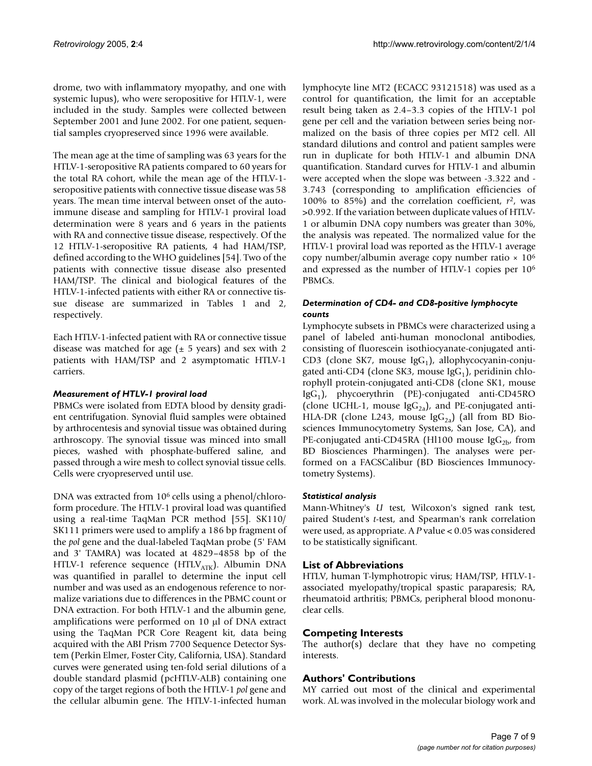drome, two with inflammatory myopathy, and one with systemic lupus), who were seropositive for HTLV-1, were included in the study. Samples were collected between September 2001 and June 2002. For one patient, sequential samples cryopreserved since 1996 were available.

The mean age at the time of sampling was 63 years for the HTLV-1-seropositive RA patients compared to 60 years for the total RA cohort, while the mean age of the HTLV-1-seropositive patients with connective tissue disease was 58 years. The mean time interval between onset of the autoimmune disease and sampling for HTLV-1 proviral load determination were 8 years and 6 years in the patients with RA and connective tissue disease, respectively. Of the 12 HTLV-1-seropositive RA patients, 4 had HAM/TSP, defined according to the WHO guidelines [54]. Two of the patients with connective tissue disease also presented HAM/TSP. The clinical and biological features of the HTLV-1-infected patients with either RA or connective tissue disease are summarized in Tables 1 and 2, respectively.

Each HTLV-1-infected patient with RA or connective tissue disease was matched for age (± 5 years) and sex with 2 patients with HAM/TSP and 2 asymptomatic HTLV-1 carriers.

### *Measurement of HTLV-1 proviral load*

PBMCs were isolated from EDTA blood by density gradient centrifugation. Synovial fluid samples were obtained by arthrocentesis and synovial tissue was obtained during arthroscopy. The synovial tissue was minced into small pieces, washed with phosphate-buffered saline, and passed through a wire mesh to collect synovial tissue cells. Cells were cryopreserved until use.

DNA was extracted from $10^6$ cells using a phenol/chloroform procedure. The HTLV-1 proviral load was quantified using a real-time TaqMan PCR method [55]. SK110/SK111 primers were used to amplify a 186 bp fragment of the *pol* gene and the dual-labeled TaqMan probe (5' FAM and 3' TAMRA) was located at 4829–4858 bp of the HTLV-1 reference sequence ($HTLV_{ATK}$). Albumin DNA was quantified in parallel to determine the input cell number and was used as an endogenous reference to normalize variations due to differences in the PBMC count or DNA extraction. For both HTLV-1 and the albumin gene, amplifications were performed on 10 µl of DNA extract using the TaqMan PCR Core Reagent kit, data being acquired with the ABI Prism 7700 Sequence Detector System (Perkin Elmer, Foster City, California, USA). Standard curves were generated using ten-fold serial dilutions of a double standard plasmid (pcHTLV-ALB) containing one copy of the target regions of both the HTLV-1 *pol* gene and the cellular albumin gene. The HTLV-1-infected human lymphocyte line MT2 (ECACC 93121518) was used as a control for quantification, the limit for an acceptable result being taken as 2.4–3.3 copies of the HTLV-1 pol gene per cell and the variation between series being normalized on the basis of three copies per MT2 cell. All standard dilutions and control and patient samples were run in duplicate for both HTLV-1 and albumin DNA quantification. Standard curves for HTLV-1 and albumin were accepted when the slope was between -3.322 and -3.743 (corresponding to amplification efficiencies of 100% to 85%) and the correlation coefficient, $r^2$, was >0.992. If the variation between duplicate values of HTLV-1 or albumin DNA copy numbers was greater than 30%, the analysis was repeated. The normalized value for the HTLV-1 proviral load was reported as the HTLV-1 average copy number/albumin average copy number ratio × $10^6$ and expressed as the number of HTLV-1 copies per $10^6$ PBMCs.

### *Determination of CD4- and CD8-positive lymphocyte counts*

Lymphocyte subsets in PBMCs were characterized using a panel of labeled anti-human monoclonal antibodies, consisting of fluorescein isothiocyanate-conjugated anti-CD3 (clone SK7, mouse $IgG_1$), allophycocyanin-conjugated anti-CD4 (clone SK3, mouse $IgG_1$), peridinin chlorophyll protein-conjugated anti-CD8 (clone SK1, mouse $IgG_1$), phycoerythrin (PE)-conjugated anti-CD45RO (clone UCHL-1, mouse $IgG_{2a}$), and PE-conjugated anti-HLA-DR (clone L243, mouse $IgG_{2a}$) (all from BD Biosciences Immunocytometry Systems, San Jose, CA), and PE-conjugated anti-CD45RA (Hl100 mouse $IgG_{2b}$, from BD Biosciences Pharmingen). The analyses were performed on a FACSCalibur (BD Biosciences Immunocytometry Systems).

### *Statistical analysis*

Mann-Whitney's *U* test, Wilcoxon's signed rank test, paired Student's *t*-test, and Spearman's rank correlation were used, as appropriate. A $P$ value < 0.05 was considered to be statistically significant.

## List of Abbreviations

HTLV, human T-lymphotropic virus; HAM/TSP, HTLV-1-associated myelopathy/tropical spastic paraparesis; RA, rheumatoid arthritis; PBMCs, peripheral blood mononuclear cells.

## Competing Interests

The author(s) declare that they have no competing interests.

## Authors' Contributions

MY carried out most of the clinical and experimental work. AL was involved in the molecular biology work and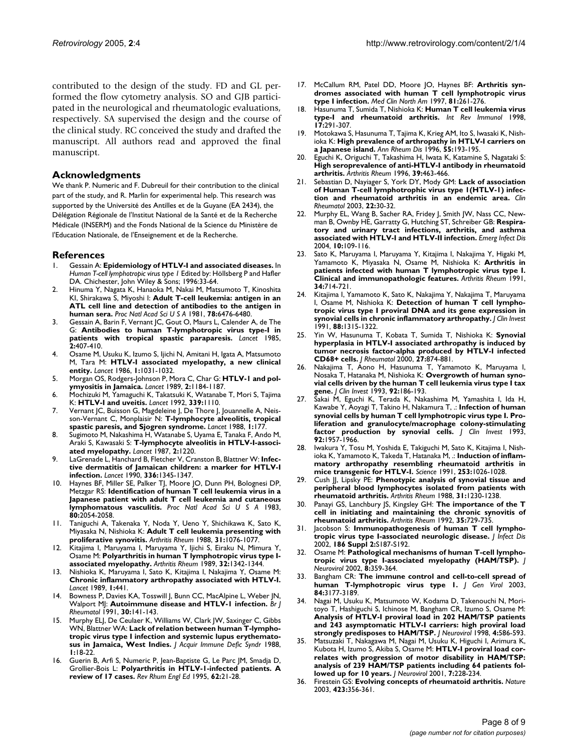contributed to the design of the study. FD and GL performed the flow cytometry analysis. SO and GJB participated in the neurological and rheumatologic evaluations, respectively. SA supervised the design and the course of the clinical study. RC conceived the study and drafted the manuscript. All authors read and approved the final manuscript.

## Acknowledgments

We thank P. Numeric and F. Dubreuil for their contribution to the clinical part of the study, and R. Marlin for experimental help. This research was supported by the Université des Antilles et de la Guyane (EA 2434), the Délégation Régionale de l'Institut National de la Santé et de la Recherche Médicale (INSERM) and the Fonds National de la Science du Ministère de l'Education Nationale, de l'Enseignement et de la Recherche.

## References

1. Gessain A: **Epidemiology of HTLV-I and associated diseases.** In *Human T-cell lymphotropic virus type 1* Edited by: Höllsberg P and Hafler DA. Chichester, John Wiley & Sons; 1996:33-64.
2. Hinuma Y, Nagata K, Hanaoka M, Nakai M, Matsumoto T, Kinoshita KI, Shirakawa S, Miyoshi I: **Adult T-cell leukemia: antigen in an ATL cell line and detection of antibodies to the antigen in human sera.** *Proc Natl Acad Sci U S A* 1981, **78**:6476-6480.
3. Gessain A, Barin F, Vernant JC, Gout O, Maurs L, Calender A, de The G: **Antibodies to human T-lymphotropic virus type-I in patients with tropical spastic paraparesis.** *Lancet* 1985, **2**:407-410.
4. Osame M, Usuku K, Izumo S, Ijichi N, Amitani H, Igata A, Matsumoto M, Tara M: **HTLV-I associated myelopathy, a new clinical entity.** *Lancet* 1986, **1**:1031-1032.
5. Morgan OS, Rodgers-Johnson P, Mora C, Char G: **HTLV-1 and polymyositis in Jamaica.** *Lancet* 1989, **2**:1184-1187.
6. Mochizuki M, Yamaguchi K, Takatsuki K, Watanabe T, Mori S, Tajima K: **HTLV-I and uveitis.** *Lancet* 1992, **339**:1110.
7. Vernant JC, Buisson G, Magdeleine J, De Thore J, Jouannelle A, Neisson-Vernant C, Monplaisir N: **T-lymphocyte alveolitis, tropical spastic paresis, and Sjogren syndrome.** *Lancet* 1988, **1**:177.
8. Sugimoto M, Nakashima H, Watanabe S, Uyama E, Tanaka F, Ando M, Araki S, Kawasaki S: **T-lymphocyte alveolitis in HTLV-I-associated myelopathy.** *Lancet* 1987, **2**:1220.
9. LaGrenade L, Hanchard B, Fletcher V, Cranston B, Blattner W: **Infective dermatitis of Jamaican children: a marker for HTLV-I infection.** *Lancet* 1990, **336**:1345-1347.
10. Haynes BF, Miller SE, Palker TJ, Moore JO, Dunn PH, Bolognesi DP, Metzgar RS: **Identification of human T cell leukemia virus in a Japanese patient with adult T cell leukemia and cutaneous lymphomatous vasculitis.** *Proc Natl Acad Sci U S A* 1983, **80**:2054-2058.
11. Taniguchi A, Takenaka Y, Noda Y, Ueno Y, Shichikawa K, Sato K, Miyasaka N, Nishioka K: **Adult T cell leukemia presenting with proliferative synovitis.** *Arthritis Rheum* 1988, **31**:1076-1077.
12. Kitajima I, Maruyama I, Maruyama Y, Ijichi S, Eiraku N, Mimura Y, Osame M: **Polyarthritis in human T lymphotropic virus type I-associated myelopathy.** *Arthritis Rheum* 1989, **32**:1342-1344.
13. Nishioka K, Maruyama I, Sato K, Kitajima I, Nakajima Y, Osame M: **Chronic inflammatory arthropathy associated with HTLV-I.** *Lancet* 1989, **1**:441.
14. Bowness P, Davies KA, Tosswill J, Bunn CC, MacAlpine L, Weber JN, Walport MJ: **Autoimmune disease and HTLV-1 infection.** *Br J Rheumatol* 1991, **30**:141-143.
15. Murphy ELJ, De Ceulaer K, Williams W, Clark JW, Saxinger C, Gibbs WN, Blattner WA: **Lack of relation between human T-lymphotropic virus type I infection and systemic lupus erythematosus in Jamaica, West Indies.** *J Acquir Immune Defic Syndr* 1988, **1**:18-22.
16. Guerin B, Arfi S, Numeric P, Jean-Baptiste G, Le Parc JM, Smadja D, Grollier-Bois L: **Polyarthritis in HTLV-1-infected patients. A review of 17 cases.** *Rev Rhum Engl Ed* 1995, **62**:21-28.
17. McCallum RM, Patel DD, Moore JO, Haynes BF: **Arthritis syndromes associated with human T cell lymphotropic virus type I infection.** *Med Clin North Am* 1997, **81**:261-276.
18. Hasunuma T, Sumida T, Nishioka K: **Human T cell leukemia virus type-I and rheumatoid arthritis.** *Int Rev Immunol* 1998, **17**:291-307.
19. Motokawa S, Hasunuma T, Tajima K, Krieg AM, Ito S, Iwasaki K, Nishioka K: **High prevalence of arthropathy in HTLV-I carriers on a Japanese island.** *Ann Rheum Dis* 1996, **55**:193-195.
20. Eguchi K, Origuchi T, Takashima H, Iwata K, Katamine S, Nagataki S: **High seroprevalence of anti-HTLV-I antibody in rheumatoid arthritis.** *Arthritis Rheum* 1996, **39**:463-466.
21. Sebastian D, Nayiager S, York DY, Mody GM: **Lack of association of Human T-cell lymphotrophic virus type 1(HTLV-1) infection and rheumatoid arthritis in an endemic area.** *Clin Rheumatol* 2003, **22**:30-32.
22. Murphy EL, Wang B, Sacher RA, Fridey J, Smith JW, Nass CC, Newman B, Ownby HE, Garratty G, Hutching ST, Schreiber GB: **Respiratory and urinary tract infections, arthritis, and asthma associated with HTLV-I and HTLV-II infection.** *Emerg Infect Dis* 2004, **10**:109-116.
23. Sato K, Maruyama I, Maruyama Y, Kitajima I, Nakajima Y, Higaki M, Yamamoto K, Miyasaka N, Osame M, Nishioka K: **Arthritis in patients infected with human T lymphotropic virus type I. Clinical and immunopathologic features.** *Arthritis Rheum* 1991, **34**:714-721.
24. Kitajima I, Yamamoto K, Sato K, Nakajima Y, Nakajima T, Maruyama I, Osame M, Nishioka K: **Detection of human T cell lymphotropic virus type I proviral DNA and its gene expression in synovial cells in chronic inflammatory arthropathy.** *J Clin Invest* 1991, **88**:1315-1322.
25. Yin W, Hasunuma T, Kobata T, Sumida T, Nishioka K: **Synovial hyperplasia in HTLV-I associated arthropathy is induced by tumor necrosis factor-alpha produced by HTLV-I infected CD68+ cells.** *J Rheumatol* 2000, **27**:874-881.
26. Nakajima T, Aono H, Hasunuma T, Yamamoto K, Maruyama I, Nosaka T, Hatanaka M, Nishioka K: **Overgrowth of human synovial cells driven by the human T cell leukemia virus type I tax gene.** *J Clin Invest* 1993, **92**:186-193.
27. Sakai M, Eguchi K, Terada K, Nakashima M, Yamashita I, Ida H, Kawabe Y, Aoyagi T, Takino H, Nakamura T, .: **Infection of human synovial cells by human T cell lymphotropic virus type I. Proliferation and granulocyte/macrophage colony-stimulating factor production by synovial cells.** *J Clin Invest* 1993, **92**:1957-1966.
28. Iwakura Y, Tosu M, Yoshida E, Takiguchi M, Sato K, Kitajima I, Nishioka K, Yamamoto K, Takeda T, Hatanaka M, .: **Induction of inflammatory arthropathy resembling rheumatoid arthritis in mice transgenic for HTLV-I.** *Science* 1991, **253**:1026-1028.
29. Cush JJ, Lipsky PE: **Phenotypic analysis of synovial tissue and peripheral blood lymphocytes isolated from patients with rheumatoid arthritis.** *Arthritis Rheum* 1988, **31**:1230-1238.
30. Panayi GS, Lanchbury JS, Kingsley GH: **The importance of the T cell in initiating and maintaining the chronic synovitis of rheumatoid arthritis.** *Arthritis Rheum* 1992, **35**:729-735.
31. Jacobson S: **Immunopathogenesis of human T cell lymphotropic virus type I-associated neurologic disease.** *J Infect Dis* 2002, **186 Suppl 2**:S187-S192.
32. Osame M: **Pathological mechanisms of human T-cell lymphotropic virus type I-associated myelopathy (HAM/TSP).** *J Neurovirol* 2002, **8**:359-364.
33. Bangham CR: **The immune control and cell-to-cell spread of human T-lymphotropic virus type 1.** *J Gen Virol* 2003, **84**:3177-3189.
34. Nagai M, Usuku K, Matsumoto W, Kodama D, Takenouchi N, Moritoyo T, Hashiguchi S, Ichinose M, Bangham CR, Izumo S, Osame M: **Analysis of HTLV-I proviral load in 202 HAM/TSP patients and 243 asymptomatic HTLV-I carriers: high proviral load strongly predisposes to HAM/TSP.** *J Neurovirol* 1998, **4**:586-593.
35. Matsuzaki T, Nakagawa M, Nagai M, Usuku K, Higuchi I, Arimura K, Kubota H, Izumo S, Akiba S, Osame M: **HTLV-I proviral load correlates with progression of motor disability in HAM/TSP: analysis of 239 HAM/TSP patients including 64 patients followed up for 10 years.** *J Neurovirol* 2001, **7**:228-234.
36. Firestein GS: **Evolving concepts of rheumatoid arthritis.** *Nature* 2003, **423**:356-361.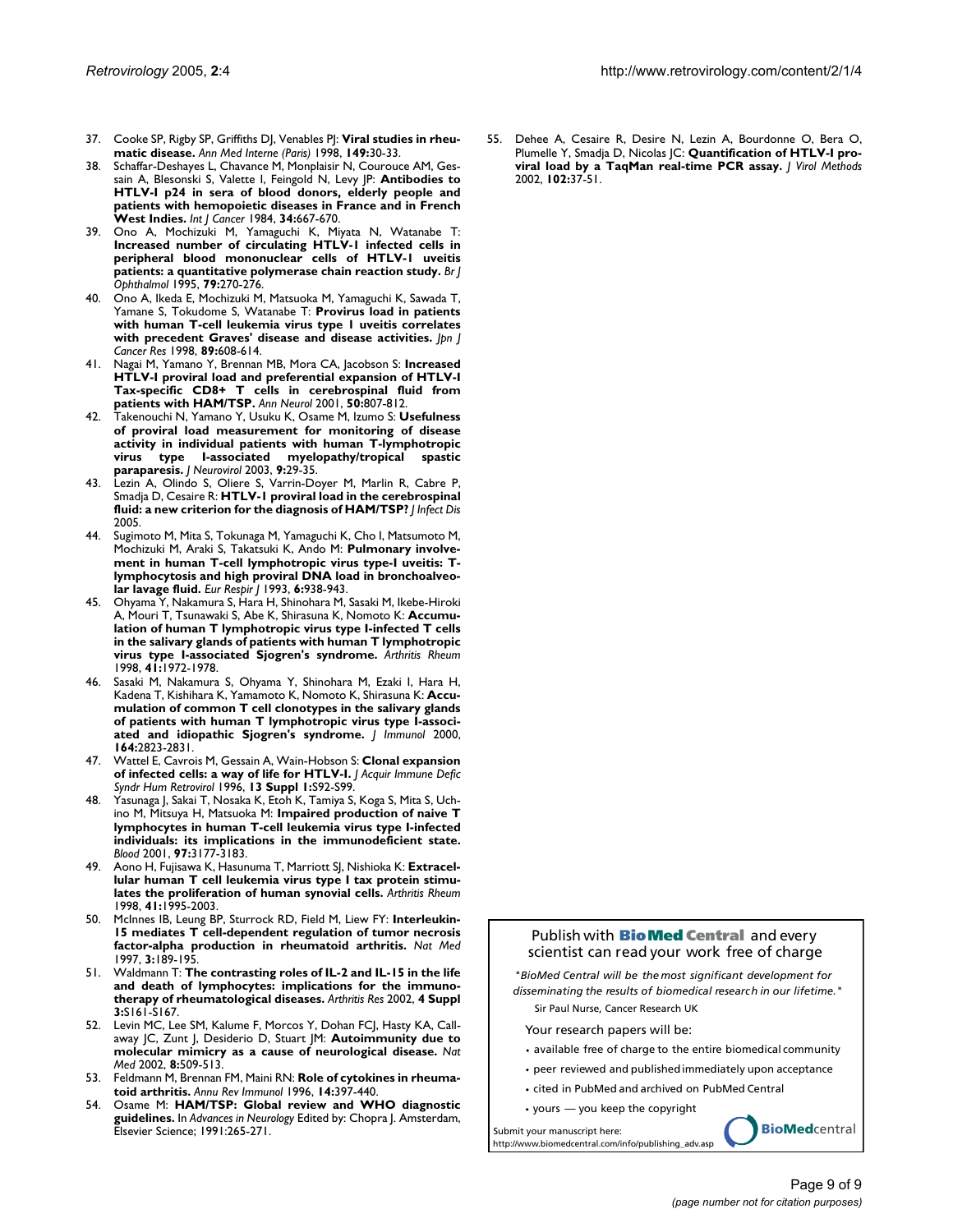37. Cooke SP, Rigby SP, Griffiths DJ, Venables PJ: **Viral studies in rheumatic disease.** *Ann Med Interne (Paris)* 1998, **149:**30-33.
38. Schaffar-Deshayes L, Chavance M, Monplaisir N, Courouce AM, Gessain A, Blesonski S, Valette I, Feingold N, Levy JP: **Antibodies to HTLV-I p24 in sera of blood donors, elderly people and patients with hemopoietic diseases in France and in French West Indies.** *Int J Cancer* 1984, **34:**667-670.
39. Ono A, Mochizuki M, Yamaguchi K, Miyata N, Watanabe T: **Increased number of circulating HTLV-1 infected cells in peripheral blood mononuclear cells of HTLV-1 uveitis patients: a quantitative polymerase chain reaction study.** *Br J Ophthalmol* 1995, **79:**270-276.
40. Ono A, Ikeda E, Mochizuki M, Matsuoka M, Yamaguchi K, Sawada T, Yamane S, Tokudome S, Watanabe T: **Provirus load in patients with human T-cell leukemia virus type 1 uveitis correlates with precedent Graves' disease and disease activities.** *Jpn J Cancer Res* 1998, **89:**608-614.
41. Nagai M, Yamano Y, Brennan MB, Mora CA, Jacobson S: **Increased HTLV-I proviral load and preferential expansion of HTLV-I Tax-specific CD8+ T cells in cerebrospinal fluid from patients with HAM/TSP.** *Ann Neurol* 2001, **50:**807-812.
42. Takenouchi N, Yamano Y, Usuku K, Osame M, Izumo S: **Usefulness of proviral load measurement for monitoring of disease activity in individual patients with human T-lymphotropic virus type I-associated myelopathy/tropical spastic paraparesis.** *J Neurovirol* 2003, **9:**29-35.
43. Lezin A, Olindo S, Oliere S, Varrin-Doyer M, Marlin R, Cabre P, Smadja D, Cesaire R: **HTLV-1 proviral load in the cerebrospinal fluid: a new criterion for the diagnosis of HAM/TSP?** *J Infect Dis* 2005.
44. Sugimoto M, Mita S, Tokunaga M, Yamaguchi K, Cho I, Matsumoto M, Mochizuki M, Araki S, Takatsuki K, Ando M: **Pulmonary involvement in human T-cell lymphotropic virus type-I uveitis: T-lymphocytosis and high proviral DNA load in bronchoalveolar lavage fluid.** *Eur Respir J* 1993, **6:**938-943.
45. Ohyama Y, Nakamura S, Hara H, Shinohara M, Sasaki M, Ikebe-Hiroki A, Mouri T, Tsunawaki S, Abe K, Shirasuna K, Nomoto K: **Accumulation of human T lymphotropic virus type I-infected T cells in the salivary glands of patients with human T lymphotropic virus type I-associated Sjogren's syndrome.** *Arthritis Rheum* 1998, **41:**1972-1978.
46. Sasaki M, Nakamura S, Ohyama Y, Shinohara M, Ezaki I, Hara H, Kadena T, Kishihara K, Yamamoto K, Nomoto K, Shirasuna K: **Accumulation of common T cell clonotypes in the salivary glands of patients with human T lymphotropic virus type I-associated and idiopathic Sjogren's syndrome.** *J Immunol* 2000, **164:**2823-2831.
47. Wattel E, Cavrois M, Gessain A, Wain-Hobson S: **Clonal expansion of infected cells: a way of life for HTLV-I.** *J Acquir Immune Defic Syndr Hum Retrovirol* 1996, **13 Suppl 1:**S92-S99.
48. Yasunaga J, Sakai T, Nosaka K, Etoh K, Tamiya S, Koga S, Mita S, Uchino M, Mitsuya H, Matsuoka M: **Impaired production of naive T lymphocytes in human T-cell leukemia virus type I-infected individuals: its implications in the immunodeficient state.** *Blood* 2001, **97:**3177-3183.
49. Aono H, Fujisawa K, Hasunuma T, Marriott SJ, Nishioka K: **Extracellular human T cell leukemia virus type I tax protein stimulates the proliferation of human synovial cells.** *Arthritis Rheum* 1998, **41:**1995-2003.
50. McInnes IB, Leung BP, Sturrock RD, Field M, Liew FY: **Interleukin-15 mediates T cell-dependent regulation of tumor necrosis factor-alpha production in rheumatoid arthritis.** *Nat Med* 1997, **3:**189-195.
51. Waldmann T: **The contrasting roles of IL-2 and IL-15 in the life and death of lymphocytes: implications for the immunotherapy of rheumatological diseases.** *Arthritis Res* 2002, **4 Suppl 3:**S161-S167.
52. Levin MC, Lee SM, Kalume F, Morcos Y, Dohan FCJ, Hasty KA, Callaway JC, Zunt J, Desiderio D, Stuart JM: **Autoimmunity due to molecular mimicry as a cause of neurological disease.** *Nat Med* 2002, **8:**509-513.
53. Feldmann M, Brennan FM, Maini RN: **Role of cytokines in rheumatoid arthritis.** *Annu Rev Immunol* 1996, **14:**397-440.
54. Osame M: **HAM/TSP: Global review and WHO diagnostic guidelines.** In *Advances in Neurology* Edited by: Chopra J. Amsterdam, Elsevier Science; 1991:265-271.
55. Dehee A, Cesaire R, Desire N, Lezin A, Bourdonne O, Bera O, Plumelle Y, Smadja D, Nicolas JC: **Quantification of HTLV-I proviral load by a TaqMan real-time PCR assay.** *J Virol Methods* 2002, **102:**37-51.

Publish with **BioMed Central** and every scientist can read your work free of charge

*"BioMed Central will be the most significant development for disseminating the results of biomedical research in our lifetime."*
Sir Paul Nurse, Cancer Research UK

Your research papers will be:

- available free of charge to the entire biomedical community
- peer reviewed and published immediately upon acceptance
- cited in PubMed and archived on PubMed Central
- yours — you keep the copyright

Submit your manuscript here:
http://www.biomedcentral.com/info/publishing_adv.asp

BioMedcentral